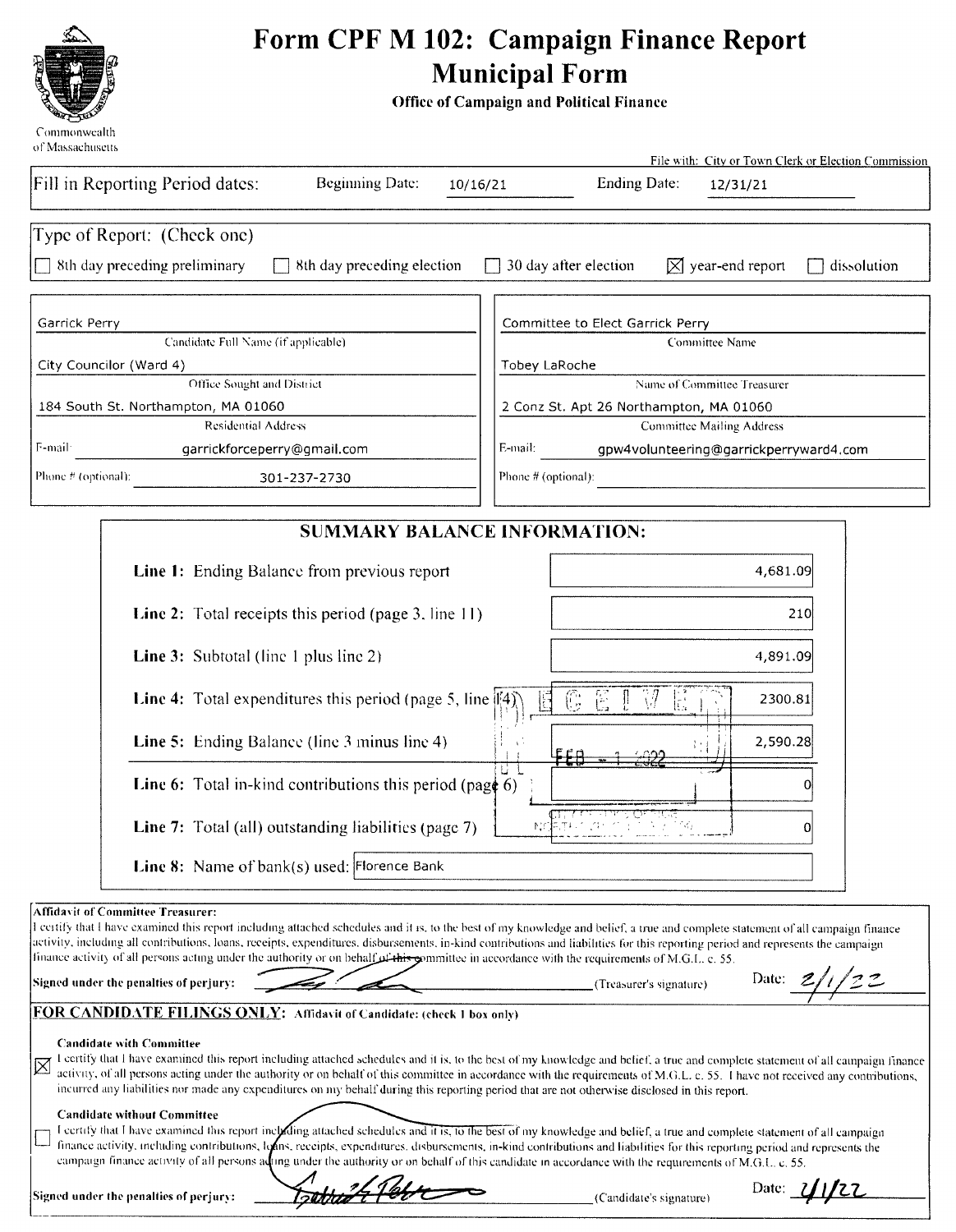Commonwealth of Massachusetts

# Form CPF M 102: Campaign Finance Report Municipal Form

**Office of Campaign and Political Finance**

File with: City or Town Clerk or Election Commission

Fill in Reporting Period dates: Beginning Date: 10/16/21 Ending Date: 12/31/21

Type of Report: (Check one)

☐ 8th day preceding preliminary ☐ 8th day preceding election ☐ 30 day after election ☒ year-end report ☐ dissolution

| | |
|---|---|
| Garrick Perry | Committee to Elect Garrick Perry |
| Candidate Full Name (if applicable) | Committee Name |
| City Councilor (Ward 4) | Tobey LaRoche |
| Office Sought and District | Name of Committee Treasurer |
| 184 South St. Northampton, MA 01060 | 2 Conz St. Apt 26 Northampton, MA 01060 |
| Residential Address | Committee Mailing Address |
| E-mail: garrickforceperry@gmail.com | E-mail: gpw4volunteering@garrickperryward4.com |
| Phone # (optional): 301-237-2730 | Phone # (optional): |

## SUMMARY BALANCE INFORMATION:

| | |
|---|---|
| **Line 1:** Ending Balance from previous report | 4,681.09 |
| **Line 2:** Total receipts this period (page 3, line 11) | 210 |
| **Line 3:** Subtotal (line 1 plus line 2) | 4,891.09 |
| **Line 4:** Total expenditures this period (page 5, line 14) | 2300.81 |
| **Line 5:** Ending Balance (line 3 minus line 4) | 2,590.28 |
| **Line 6:** Total in-kind contributions this period (page 6) | 0 |
| **Line 7:** Total (all) outstanding liabilities (page 7) | 0 |
| **Line 8:** Name of bank(s) used: | Florence Bank |

RECEIVED FEB - 1 2022

**Affidavit of Committee Treasurer:**

I certify that I have examined this report including attached schedules and it is, to the best of my knowledge and belief, a true and complete statement of all campaign finance activity, including all contributions, loans, receipts, expenditures, disbursements, in-kind contributions and liabilities for this reporting period and represents the campaign finance activity of all persons acting under the authority or on behalf of this committee in accordance with the requirements of M.G.L. c. 55.

**Signed under the penalties of perjury:** [signature] (Treasurer's signature) Date: 2/1/22

**FOR CANDIDATE FILINGS ONLY:** Affidavit of Candidate: (check 1 box only)

**Candidate with Committee**

☒ I certify that I have examined this report including attached schedules and it is, to the best of my knowledge and belief, a true and complete statement of all campaign finance activity, of all persons acting under the authority or on behalf of this committee in accordance with the requirements of M.G.L. c. 55. I have not received any contributions, incurred any liabilities nor made any expenditures on my behalf during this reporting period that are not otherwise disclosed in this report.

**Candidate without Committee**

☐ I certify that I have examined this report including attached schedules and it is, to the best of my knowledge and belief, a true and complete statement of all campaign finance activity, including contributions, loans, receipts, expenditures, disbursements, in-kind contributions and liabilities for this reporting period and represents the campaign finance activity of all persons acting under the authority or on behalf of this candidate in accordance with the requirements of M.G.L. c. 55.

**Signed under the penalties of perjury:** [signature] (Candidate's signature) Date: 2/1/22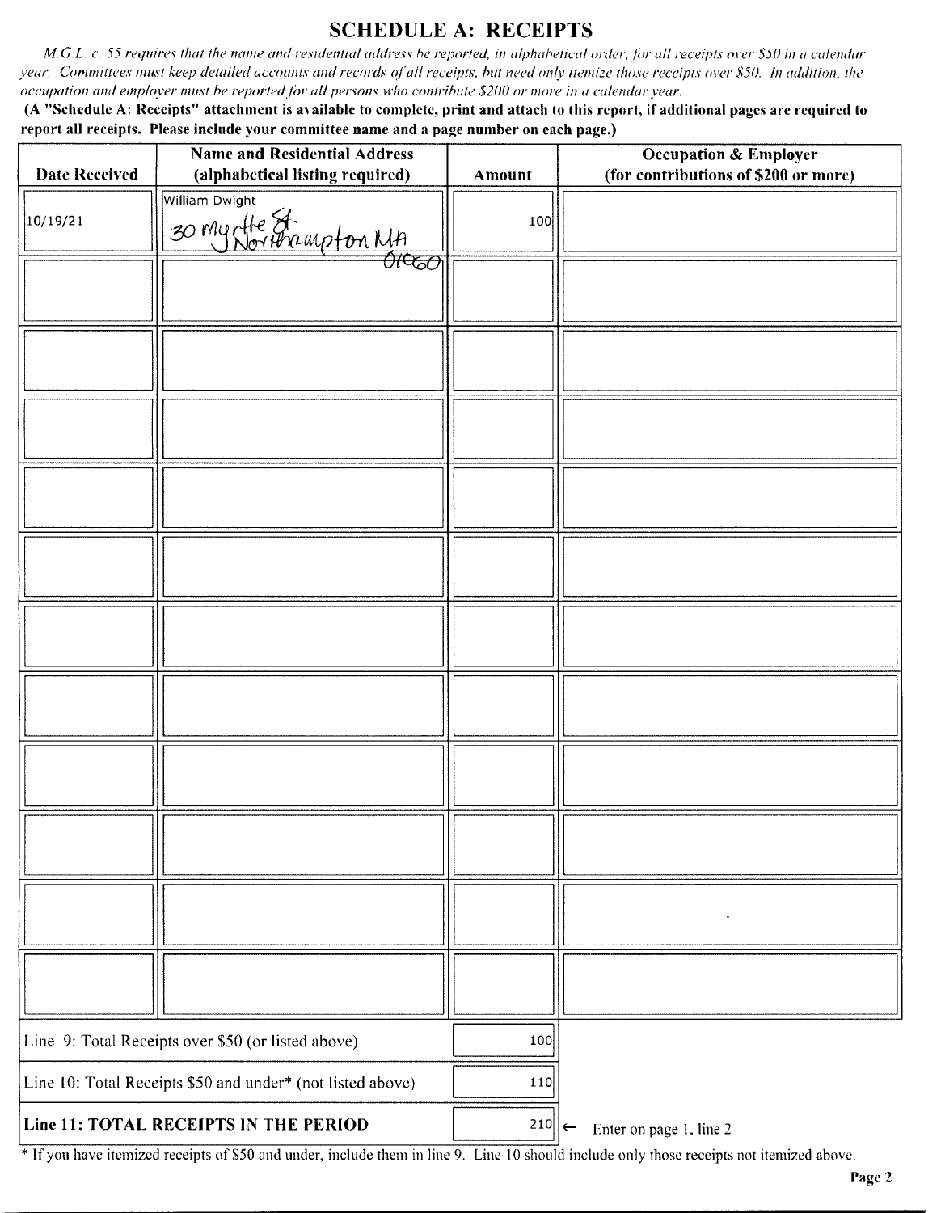# SCHEDULE A: RECEIPTS

*M.G.L. c. 55 requires that the name and residential address be reported, in alphabetical order, for all receipts over $50 in a calendar year. Committees must keep detailed accounts and records of all receipts, but need only itemize those receipts over $50. In addition, the occupation and employer must be reported for all persons who contribute $200 or more in a calendar year.*

**(A "Schedule A: Receipts" attachment is available to complete, print and attach to this report, if additional pages are required to report all receipts. Please include your committee name and a page number on each page.)**

| Date Received | Name and Residential Address (alphabetical listing required) | Amount | Occupation & Employer (for contributions of $200 or more) |
|---|---|---|---|
| 10/19/21 | William Dwight 30 Myrtle St. Northampton MA 01060 | 100 | |
| | | | |
| | | | |
| | | | |
| | | | |
| | | | |
| | | | |
| | | | |
| | | | |
| | | | |
| | | | |
| | | | |

| | |
|---|---|
| Line 9: Total Receipts over $50 (or listed above) | 100 |
| Line 10: Total Receipts $50 and under* (not listed above) | 110 |
| **Line 11: TOTAL RECEIPTS IN THE PERIOD** | 210 ← Enter on page 1, line 2 |

* If you have itemized receipts of $50 and under, include them in line 9. Line 10 should include only those receipts not itemized above.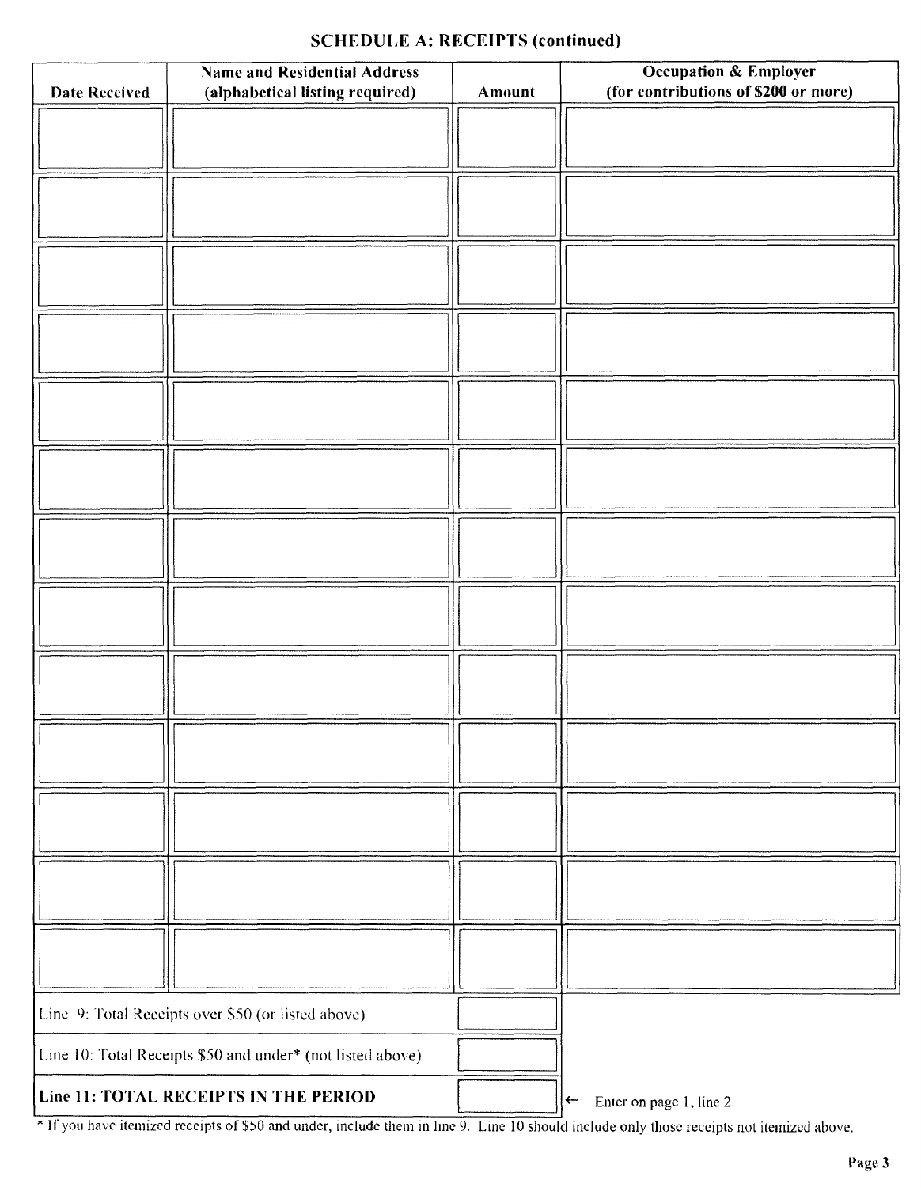## SCHEDULE A: RECEIPTS (continued)

| Date Received | Name and Residential Address (alphabetical listing required) | Amount | Occupation & Employer (for contributions of $200 or more) |
|---|---|---|---|
| | | | |
| | | | |
| | | | |
| | | | |
| | | | |
| | | | |
| | | | |
| | | | |
| | | | |
| | | | |
| | | | |
| | | | |
| | | | |

| | | |
|---|---|---|
| Line 9: Total Receipts over $50 (or listed above) | | |
| Line 10: Total Receipts $50 and under* (not listed above) | | |
| **Line 11: TOTAL RECEIPTS IN THE PERIOD** | | ← Enter on page 1, line 2 |

* If you have itemized receipts of $50 and under, include them in line 9. Line 10 should include only those receipts not itemized above.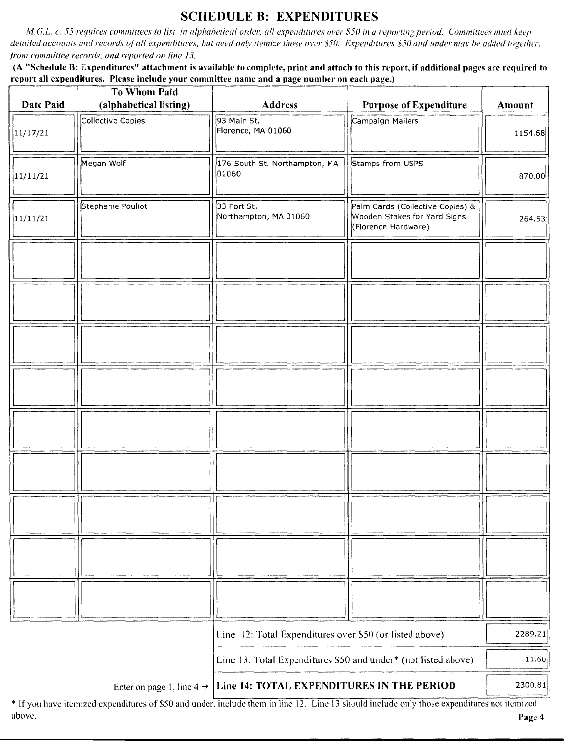# SCHEDULE B: EXPENDITURES

*M.G.L. c. 55 requires committees to list, in alphabetical order, all expenditures over $50 in a reporting period. Committees must keep detailed accounts and records of all expenditures, but need only itemize those over $50. Expenditures $50 and under may be added together, from committee records, and reported on line 13.*

**(A "Schedule B: Expenditures" attachment is available to complete, print and attach to this report, if additional pages are required to report all expenditures. Please include your committee name and a page number on each page.)**

| Date Paid | To Whom Paid (alphabetical listing) | Address | Purpose of Expenditure | Amount |
|---|---|---|---|---|
| 11/17/21 | Collective Copies | 93 Main St. Florence, MA 01060 | Campaign Mailers | 1154.68 |
| 11/11/21 | Megan Wolf | 176 South St. Northampton, MA 01060 | Stamps from USPS | 870.00 |
| 11/11/21 | Stephanie Pouliot | 33 Fort St. Northampton, MA 01060 | Palm Cards (Collective Copies) & Wooden Stakes for Yard Signs (Florence Hardware) | 264.53 |
| | | | | |
| | | | | |
| | | | | |
| | | | | |
| | | | | |
| | | | | |
| | | | | |
| | | | | |
| | | | | |

| | |
|---|---|
| Line 12: Total Expenditures over $50 (or listed above) | 2289.21 |
| Line 13: Total Expenditures $50 and under* (not listed above) | 11.60 |
| Enter on page 1, line 4 → **Line 14: TOTAL EXPENDITURES IN THE PERIOD** | 2300.81 |

* If you have itemized expenditures of $50 and under, include them in line 12. Line 13 should include only those expenditures not itemized above.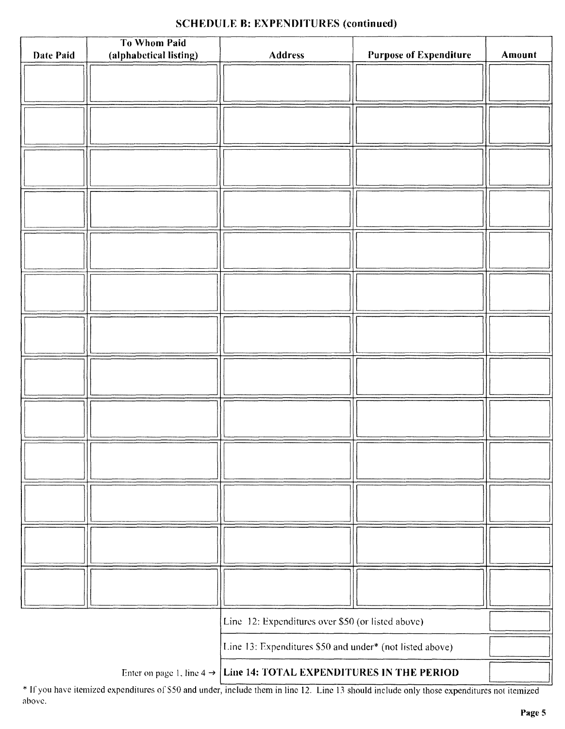## SCHEDULE B: EXPENDITURES (continued)

| Date Paid | To Whom Paid (alphabetical listing) | Address | Purpose of Expenditure | Amount |
|---|---|---|---|---|
| | | | | |
| | | | | |
| | | | | |
| | | | | |
| | | | | |
| | | | | |
| | | | | |
| | | | | |
| | | | | |
| | | | | |
| | | | | |
| | | | | |
| | | | | |

| | |
|---|---|
| Line 12: Expenditures over $50 (or listed above) | |
| Line 13: Expenditures $50 and under* (not listed above) | |
| Enter on page 1, line 4 → **Line 14: TOTAL EXPENDITURES IN THE PERIOD** | |

* If you have itemized expenditures of $50 and under, include them in line 12. Line 13 should include only those expenditures not itemized above.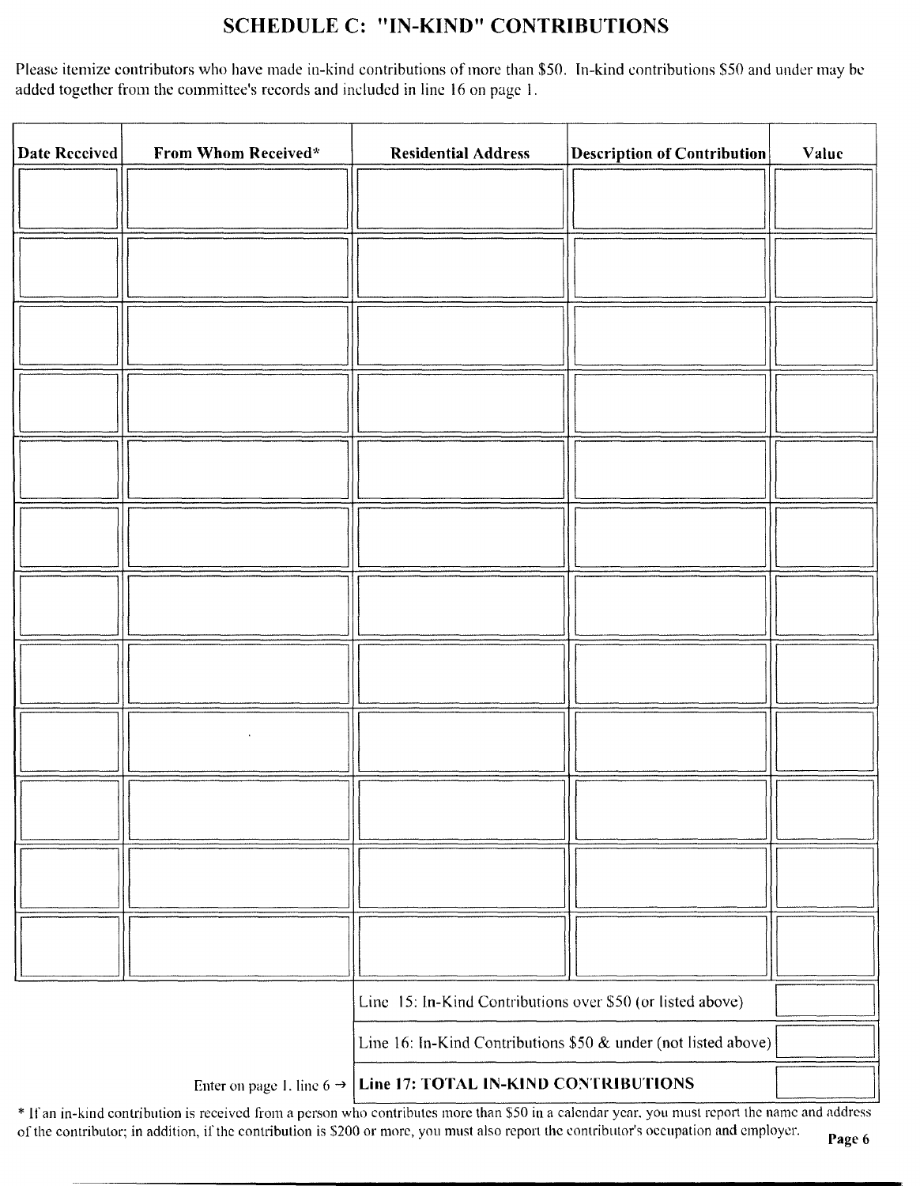# SCHEDULE C: "IN-KIND" CONTRIBUTIONS

Please itemize contributors who have made in-kind contributions of more than $50. In-kind contributions $50 and under may be added together from the committee's records and included in line 16 on page 1.

| Date Received | From Whom Received* | Residential Address | Description of Contribution | Value |
|---|---|---|---|---|
| | | | | |
| | | | | |
| | | | | |
| | | | | |
| | | | | |
| | | | | |
| | | | | |
| | | | | |
| | | | | |
| | | | | |
| | | | | |
| | | | | |
| | | Line 15: In-Kind Contributions over $50 (or listed above) | | |
| | | Line 16: In-Kind Contributions $50 & under (not listed above) | | |
| | Enter on page 1, line 6 → | **Line 17: TOTAL IN-KIND CONTRIBUTIONS** | | |

* If an in-kind contribution is received from a person who contributes more than $50 in a calendar year, you must report the name and address of the contributor; in addition, if the contribution is $200 or more, you must also report the contributor's occupation and employer.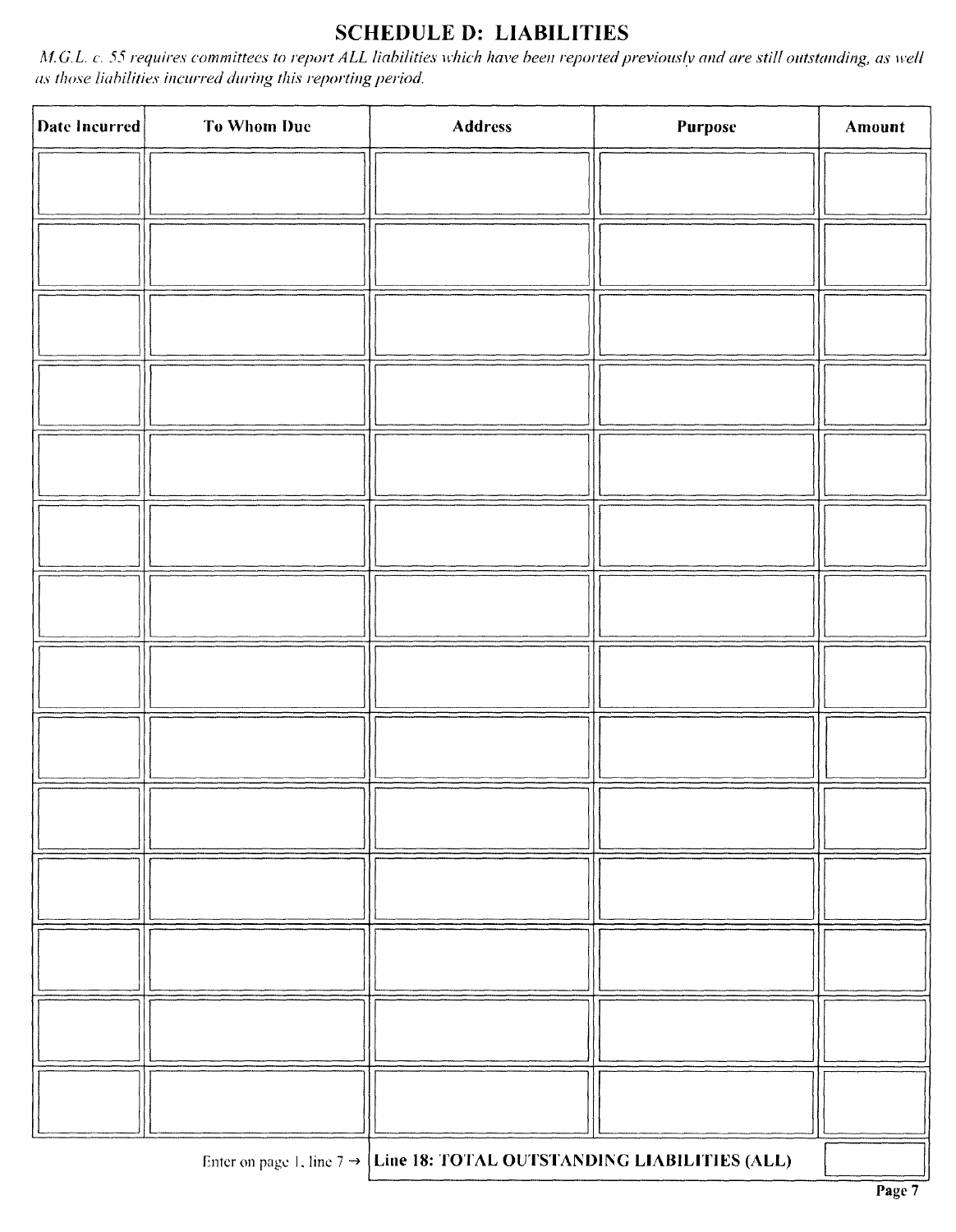# SCHEDULE D: LIABILITIES

*M.G.L. c. 55 requires committees to report ALL liabilities which have been reported previously and are still outstanding, as well as those liabilities incurred during this reporting period.*

| Date Incurred | To Whom Due | Address | Purpose | Amount |
|---|---|---|---|---|
| | | | | |
| | | | | |
| | | | | |
| | | | | |
| | | | | |
| | | | | |
| | | | | |
| | | | | |
| | | | | |
| | | | | |
| | | | | |
| | | | | |
| | | | | |
| | | | | |
| | Enter on page 1, line 7 → | **Line 18: TOTAL OUTSTANDING LIABILITIES (ALL)** | | |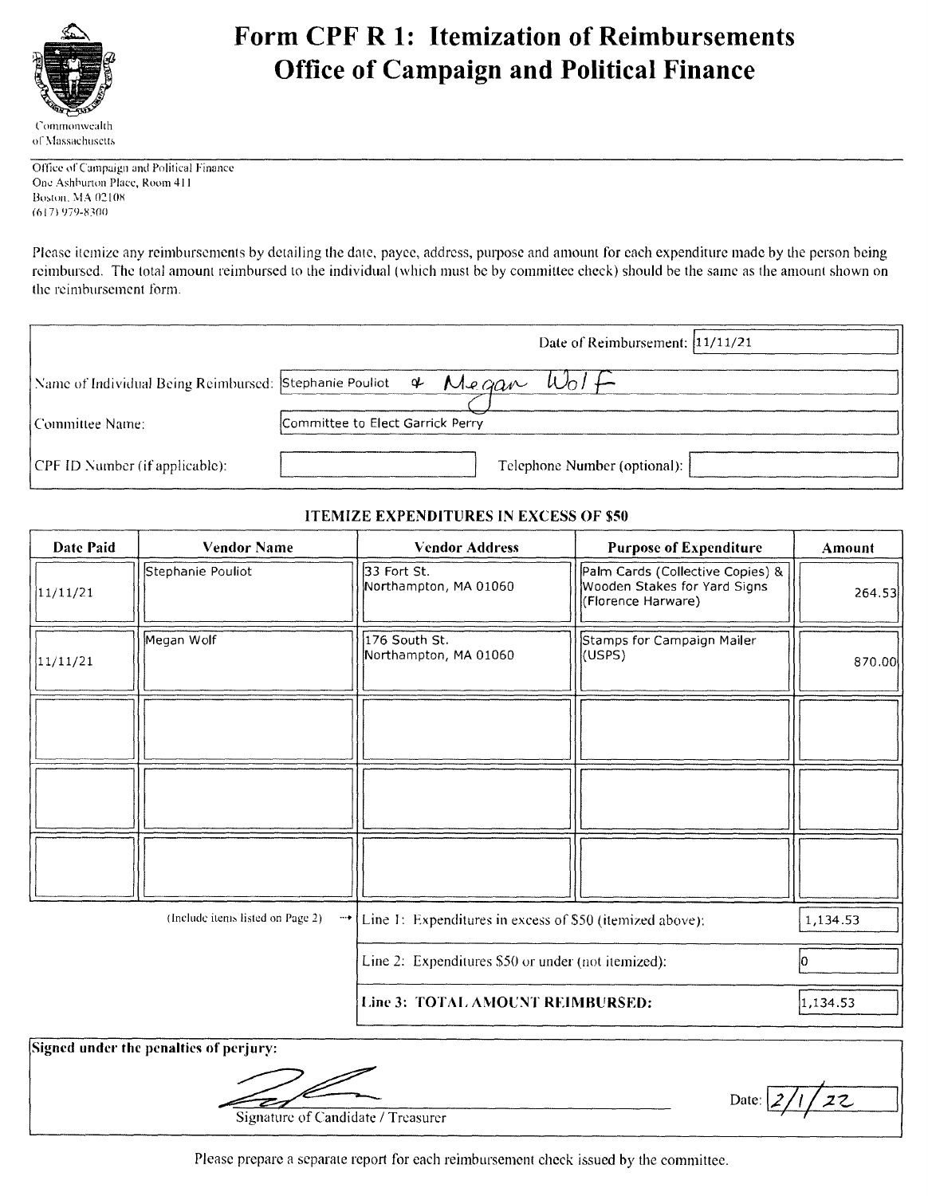# Form CPF R 1: Itemization of Reimbursements
# Office of Campaign and Political Finance

Commonwealth of Massachusetts

Office of Campaign and Political Finance
One Ashburton Place, Room 411
Boston, MA 02108
(617) 979-8300

Please itemize any reimbursements by detailing the date, payee, address, purpose and amount for each expenditure made by the person being reimbursed. The total amount reimbursed to the individual (which must be by committee check) should be the same as the amount shown on the reimbursement form.

Date of Reimbursement: 11/11/21

Name of Individual Being Reimbursed: Stephanie Pouliot & Megan Wolf

Committee Name: Committee to Elect Garrick Perry

CPF ID Number (if applicable):

Telephone Number (optional):

### ITEMIZE EXPENDITURES IN EXCESS OF $50

| Date Paid | Vendor Name | Vendor Address | Purpose of Expenditure | Amount |
|---|---|---|---|---|
| 11/11/21 | Stephanie Pouliot | 33 Fort St. Northampton, MA 01060 | Palm Cards (Collective Copies) & Wooden Stakes for Yard Signs (Florence Harware) | 264.53 |
| 11/11/21 | Megan Wolf | 176 South St. Northampton, MA 01060 | Stamps for Campaign Mailer (USPS) | 870.00 |
| | | | | |
| | | | | |
| | | | | |

(Include items listed on Page 2) →

| | |
|---|---|
| Line 1: Expenditures in excess of $50 (itemized above): | 1,134.53 |
| Line 2: Expenditures $50 or under (not itemized): | 0 |
| **Line 3: TOTAL AMOUNT REIMBURSED:** | 1,134.53 |

**Signed under the penalties of perjury:**

Signature of Candidate / Treasurer

Date: 2/1/22

Please prepare a separate report for each reimbursement check issued by the committee.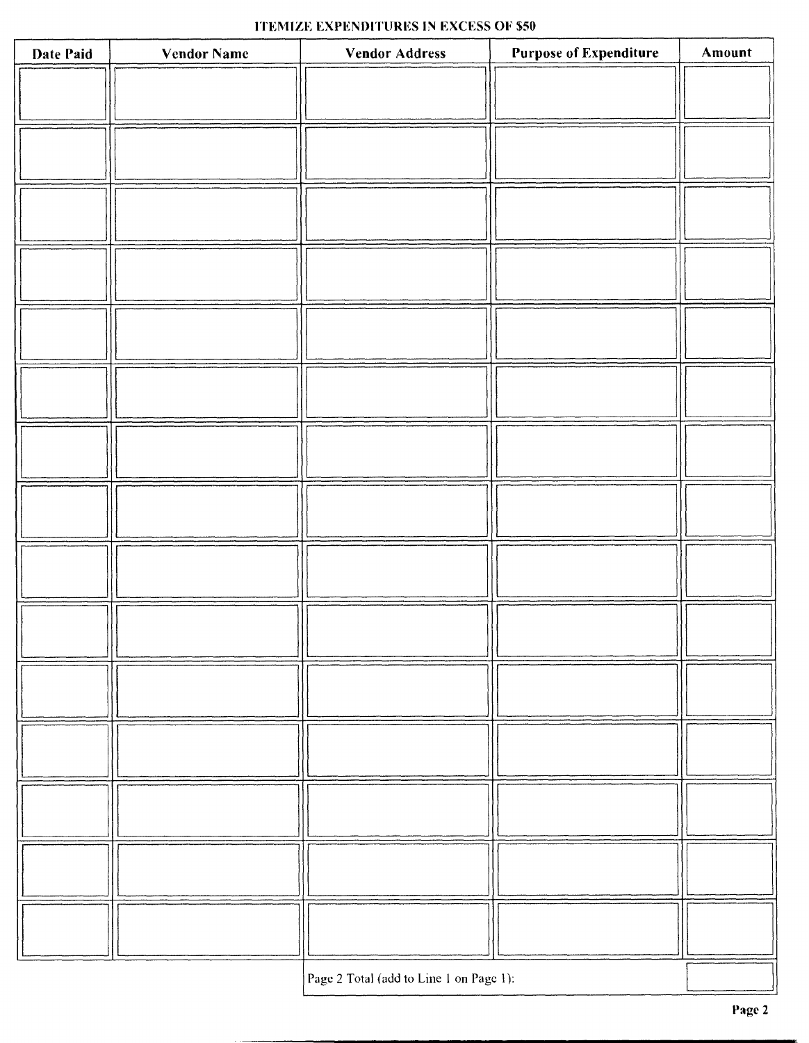**ITEMIZE EXPENDITURES IN EXCESS OF $50**

| Date Paid | Vendor Name | Vendor Address | Purpose of Expenditure | Amount |
|---|---|---|---|---|
| | | | | |
| | | | | |
| | | | | |
| | | | | |
| | | | | |
| | | | | |
| | | | | |
| | | | | |
| | | | | |
| | | | | |
| | | | | |
| | | | | |
| | | | | |
| | | | | |
| | | | | |
| | | Page 2 Total (add to Line 1 on Page 1): | | |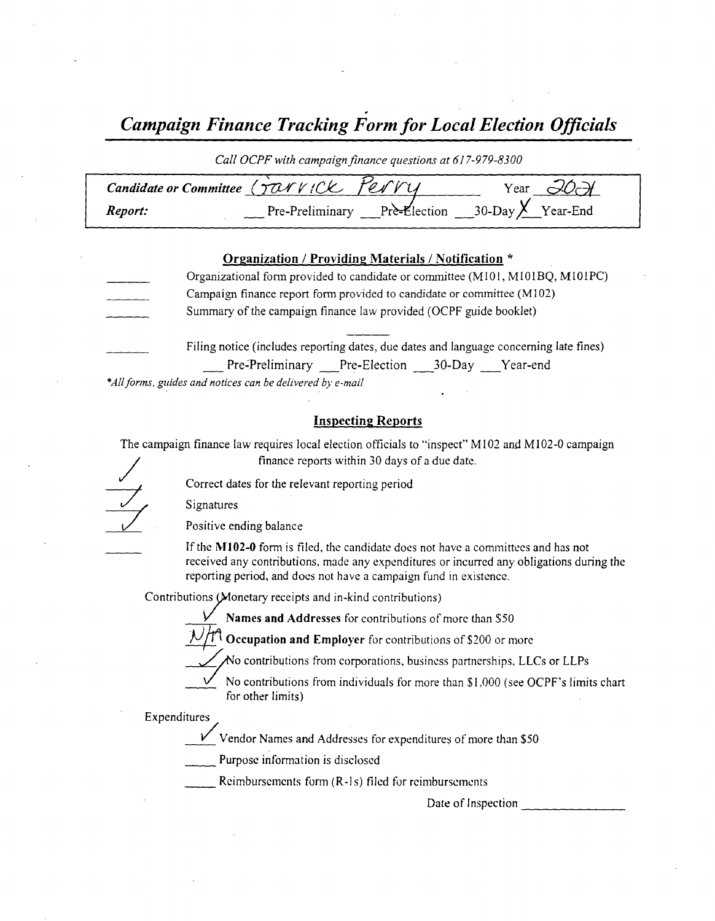# *Campaign Finance Tracking Form for Local Election Officials*

*Call OCPF with campaign finance questions at 617-979-8300*

| | |
|---|---|
| ***Candidate or Committee*** Garrick Perry | Year 2021 |
| ***Report:*** | ___ Pre-Preliminary ___ Pre-Election ___ 30-Day X Year-End |

## Organization / Providing Materials / Notification *

_____ Organizational form provided to candidate or committee (M101, M101BQ, M101PC)

_____ Campaign finance report form provided to candidate or committee (M102)

_____ Summary of the campaign finance law provided (OCPF guide booklet)

_____ Filing notice (includes reporting dates, due dates and language concerning late fines)

___ Pre-Preliminary ___ Pre-Election ___ 30-Day ___ Year-end

**All forms, guides and notices can be delivered by e-mail*

## Inspecting Reports

The campaign finance law requires local election officials to "inspect" M102 and M102-0 campaign finance reports within 30 days of a due date.

✓ Correct dates for the relevant reporting period

✓ Signatures

✓ Positive ending balance

_____ If the **M102-0** form is filed, the candidate does not have a committees and has not received any contributions, made any expenditures or incurred any obligations during the reporting period, and does not have a campaign fund in existence.

Contributions (Monetary receipts and in-kind contributions)

✓ **Names and Addresses** for contributions of more than $50

N/A **Occupation and Employer** for contributions of $200 or more

✓ No contributions from corporations, business partnerships, LLCs or LLPs

✓ No contributions from individuals for more than $1,000 (see OCPF's limits chart for other limits)

Expenditures

✓ Vendor Names and Addresses for expenditures of more than $50

_____ Purpose information is disclosed

_____ Reimbursements form (R-1s) filed for reimbursements

Date of Inspection _______________